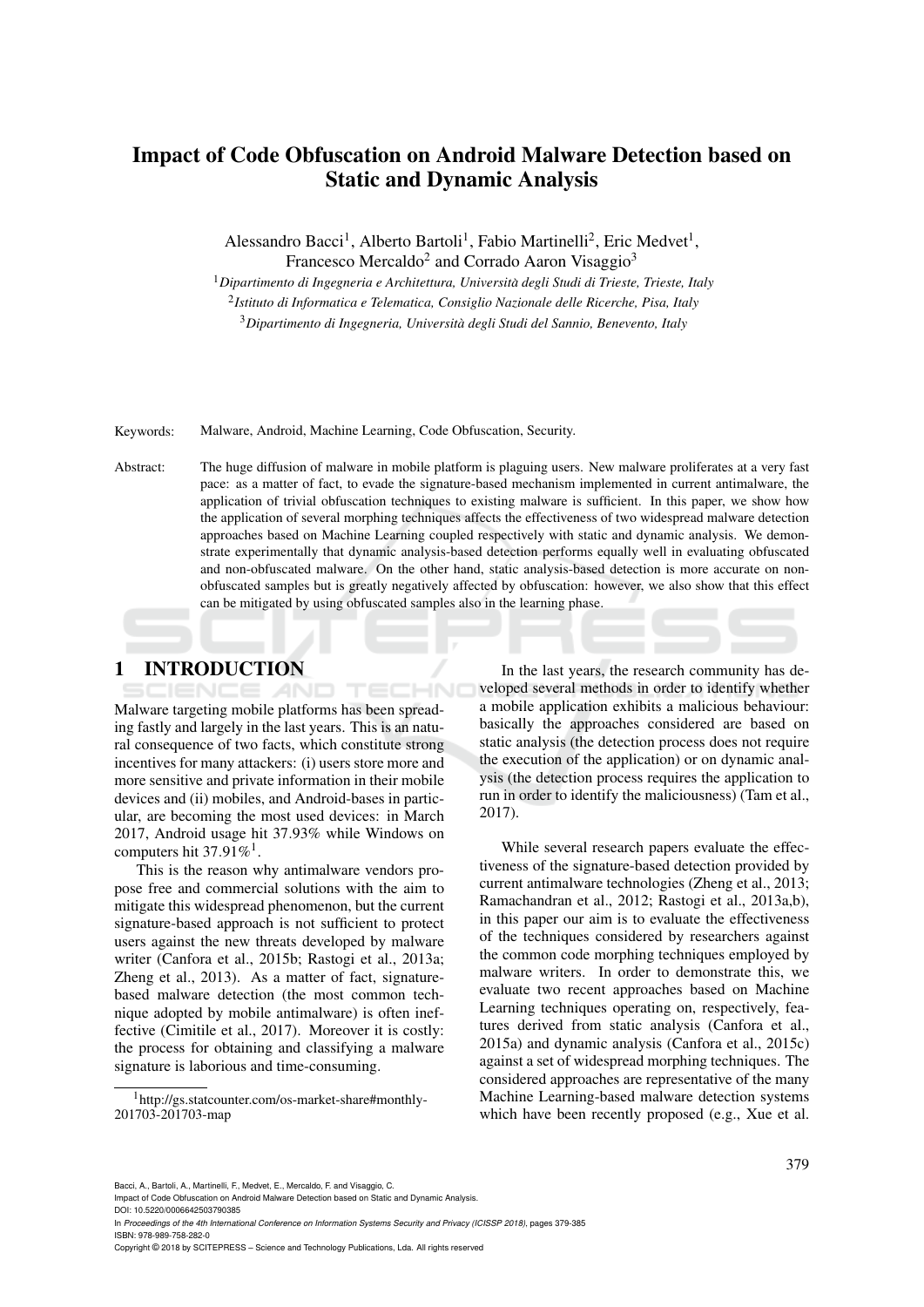// Impact of Code Obfuscation on Android Malware Detection based on Static and Dynamic Analysis

Alessandro Bacci[1], Alberto Bartoli[1], Fabio Martinelli[2], Eric Medvet[1], Francesco Mercaldo[2] and Corrado Aaron Visaggio[3]

[1]*Dipartimento di Ingegneria e Architettura, Università degli Studi di Trieste, Trieste, Italy*
[2]*Istituto di Informatica e Telematica, Consiglio Nazionale delle Ricerche, Pisa, Italy*
[3]*Dipartimento di Ingegneria, Università degli Studi del Sannio, Benevento, Italy*

Keywords: Malware, Android, Machine Learning, Code Obfuscation, Security.

Abstract: The huge diffusion of malware in mobile platform is plaguing users. New malware proliferates at a very fast pace: as a matter of fact, to evade the signature-based mechanism implemented in current antimalware, the application of trivial obfuscation techniques to existing malware is sufficient. In this paper, we show how the application of several morphing techniques affects the effectiveness of two widespread malware detection approaches based on Machine Learning coupled respectively with static and dynamic analysis. We demonstrate experimentally that dynamic analysis-based detection performs equally well in evaluating obfuscated and non-obfuscated malware. On the other hand, static analysis-based detection is more accurate on non-obfuscated samples but is greatly negatively affected by obfuscation: however, we also show that this effect can be mitigated by using obfuscated samples also in the learning phase.

## 1 INTRODUCTION

Malware targeting mobile platforms has been spreading fastly and largely in the last years. This is an natural consequence of two facts, which constitute strong incentives for many attackers: (i) users store more and more sensitive and private information in their mobile devices and (ii) mobiles, and Android-bases in particular, are becoming the most used devices: in March 2017, Android usage hit 37.93% while Windows on computers hit 37.91%[1].

This is the reason why antimalware vendors propose free and commercial solutions with the aim to mitigate this widespread phenomenon, but the current signature-based approach is not sufficient to protect users against the new threats developed by malware writer (Canfora et al., 2015b; Rastogi et al., 2013a; Zheng et al., 2013). As a matter of fact, signature-based malware detection (the most common technique adopted by mobile antimalware) is often ineffective (Cimitile et al., 2017). Moreover it is costly: the process for obtaining and classifying a malware signature is laborious and time-consuming.

[1]http://gs.statcounter.com/os-market-share#monthly-201703-201703-map

In the last years, the research community has developed several methods in order to identify whether a mobile application exhibits a malicious behaviour: basically the approaches considered are based on static analysis (the detection process does not require the execution of the application) or on dynamic analysis (the detection process requires the application to run in order to identify the maliciousness) (Tam et al., 2017).

While several research papers evaluate the effectiveness of the signature-based detection provided by current antimalware technologies (Zheng et al., 2013; Ramachandran et al., 2012; Rastogi et al., 2013a,b), in this paper our aim is to evaluate the effectiveness of the techniques considered by researchers against the common code morphing techniques employed by malware writers. In order to demonstrate this, we evaluate two recent approaches based on Machine Learning techniques operating on, respectively, features derived from static analysis (Canfora et al., 2015a) and dynamic analysis (Canfora et al., 2015c) against a set of widespread morphing techniques. The considered approaches are representative of the many Machine Learning-based malware detection systems which have been recently proposed (e.g., Xue et al.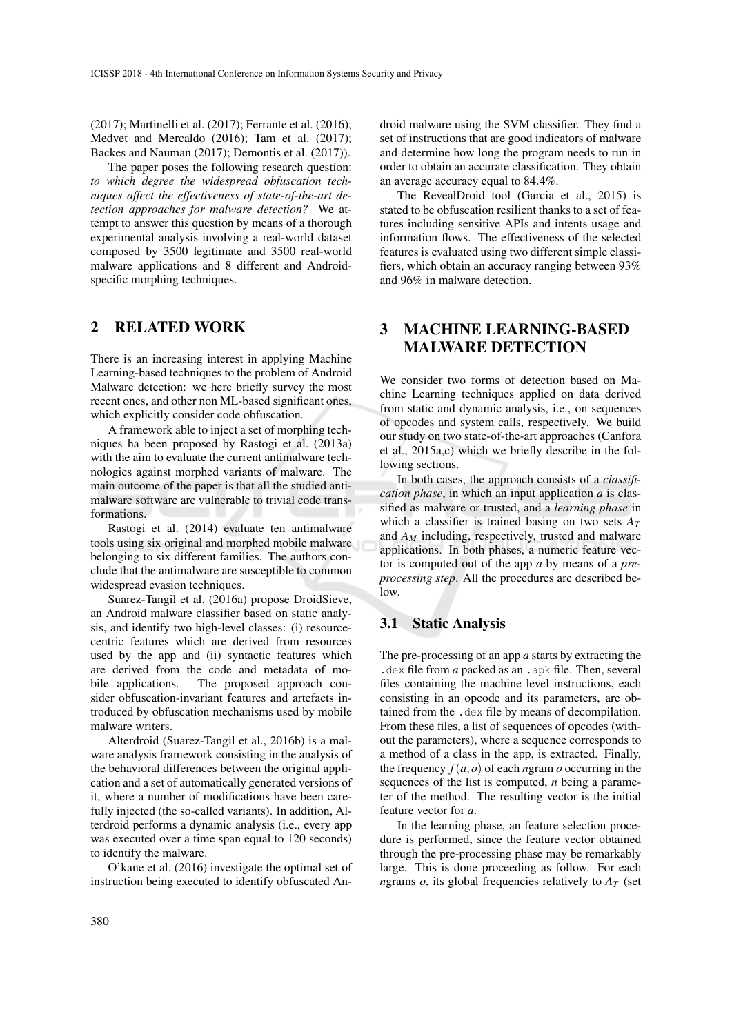(2017); Martinelli et al. (2017); Ferrante et al. (2016); Medvet and Mercaldo (2016); Tam et al. (2017); Backes and Nauman (2017); Demontis et al. (2017)).

The paper poses the following research question: *to which degree the widespread obfuscation techniques affect the effectiveness of state-of-the-art detection approaches for malware detection?* We attempt to answer this question by means of a thorough experimental analysis involving a real-world dataset composed by 3500 legitimate and 3500 real-world malware applications and 8 different and Android-specific morphing techniques.

## 2 RELATED WORK

There is an increasing interest in applying Machine Learning-based techniques to the problem of Android Malware detection: we here briefly survey the most recent ones, and other non ML-based significant ones, which explicitly consider code obfuscation.

A framework able to inject a set of morphing techniques ha been proposed by Rastogi et al. (2013a) with the aim to evaluate the current antimalware technologies against morphed variants of malware. The main outcome of the paper is that all the studied antimalware software are vulnerable to trivial code transformations.

Rastogi et al. (2014) evaluate ten antimalware tools using six original and morphed mobile malware belonging to six different families. The authors conclude that the antimalware are susceptible to common widespread evasion techniques.

Suarez-Tangil et al. (2016a) propose DroidSieve, an Android malware classifier based on static analysis, and identify two high-level classes: (i) resource-centric features which are derived from resources used by the app and (ii) syntactic features which are derived from the code and metadata of mobile applications. The proposed approach consider obfuscation-invariant features and artefacts introduced by obfuscation mechanisms used by mobile malware writers.

Alterdroid (Suarez-Tangil et al., 2016b) is a malware analysis framework consisting in the analysis of the behavioral differences between the original application and a set of automatically generated versions of it, where a number of modifications have been carefully injected (the so-called variants). In addition, Alterdroid performs a dynamic analysis (i.e., every app was executed over a time span equal to 120 seconds) to identify the malware.

O'kane et al. (2016) investigate the optimal set of instruction being executed to identify obfuscated Android malware using the SVM classifier. They find a set of instructions that are good indicators of malware and determine how long the program needs to run in order to obtain an accurate classification. They obtain an average accuracy equal to 84.4%.

The RevealDroid tool (Garcia et al., 2015) is stated to be obfuscation resilient thanks to a set of features including sensitive APIs and intents usage and information flows. The effectiveness of the selected features is evaluated using two different simple classifiers, which obtain an accuracy ranging between 93% and 96% in malware detection.

## 3 MACHINE LEARNING-BASED MALWARE DETECTION

We consider two forms of detection based on Machine Learning techniques applied on data derived from static and dynamic analysis, i.e., on sequences of opcodes and system calls, respectively. We build our study on two state-of-the-art approaches (Canfora et al., 2015a,c) which we briefly describe in the following sections.

In both cases, the approach consists of a *classification phase*, in which an input application $a$ is classified as malware or trusted, and a *learning phase* in which a classifier is trained basing on two sets $A_T$ and $A_M$ including, respectively, trusted and malware applications. In both phases, a numeric feature vector is computed out of the app $a$ by means of a *preprocessing step*. All the procedures are described below.

### 3.1 Static Analysis

The pre-processing of an app $a$ starts by extracting the `.dex` file from $a$ packed as an `.apk` file. Then, several files containing the machine level instructions, each consisting in an opcode and its parameters, are obtained from the `.dex` file by means of decompilation. From these files, a list of sequences of opcodes (without the parameters), where a sequence corresponds to a method of a class in the app, is extracted. Finally, the frequency $f(a,o)$ of each $n$gram $o$ occurring in the sequences of the list is computed, $n$ being a parameter of the method. The resulting vector is the initial feature vector for $a$.

In the learning phase, an feature selection procedure is performed, since the feature vector obtained through the pre-processing phase may be remarkably large. This is done proceeding as follow. For each $n$grams $o$, its global frequencies relatively to $A_T$ (set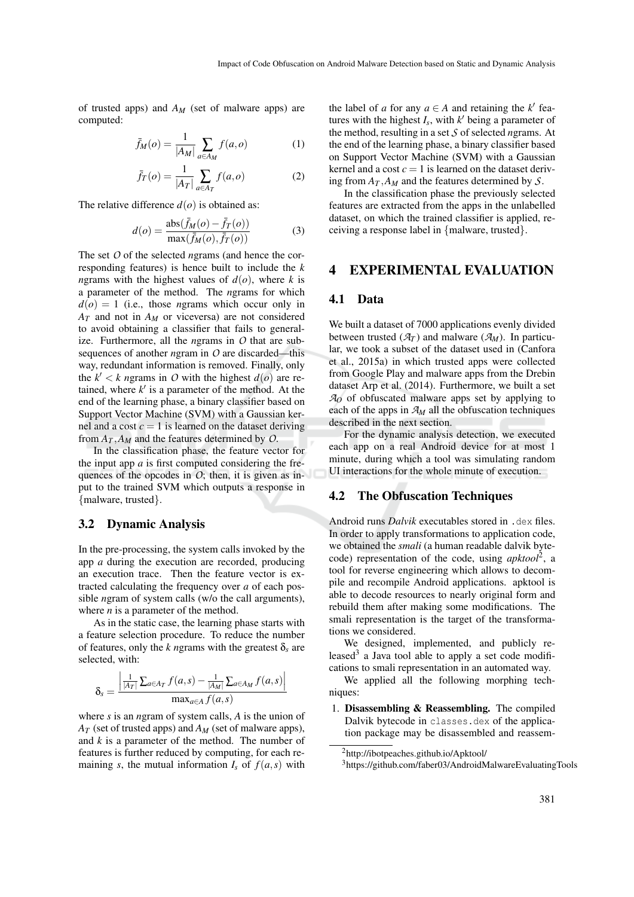of trusted apps) and $A_M$ (set of malware apps) are computed:

$$\bar{f}_M(o) = \frac{1}{|A_M|} \sum_{a \in A_M} f(a,o) \quad (1)$$

$$\bar{f}_T(o) = \frac{1}{|A_T|} \sum_{a \in A_T} f(a,o) \quad (2)$$

The relative difference $d(o)$ is obtained as:

$$d(o) = \frac{\text{abs}(\bar{f}_M(o) - \bar{f}_T(o))}{\max(\bar{f}_M(o), \bar{f}_T(o))} \quad (3)$$

The set $O$ of the selected *n*grams (and hence the corresponding features) is hence built to include the $k$ *n*grams with the highest values of $d(o)$, where $k$ is a parameter of the method. The *n*grams for which $d(o) = 1$ (i.e., those *n*grams which occur only in $A_T$ and not in $A_M$ or viceversa) are not considered to avoid obtaining a classifier that fails to generalize. Furthermore, all the *n*grams in $O$ that are subsequences of another *n*gram in $O$ are discarded—this way, redundant information is removed. Finally, only the $k' < k$ *n*grams in $O$ with the highest $d(o)$ are retained, where $k'$ is a parameter of the method. At the end of the learning phase, a binary classifier based on Support Vector Machine (SVM) with a Gaussian kernel and a cost $c = 1$ is learned on the dataset deriving from $A_T, A_M$ and the features determined by $O$.

In the classification phase, the feature vector for the input app $a$ is first computed considering the frequences of the opcodes in $O$; then, it is given as input to the trained SVM which outputs a response in {malware, trusted}.

### 3.2 Dynamic Analysis

In the pre-processing, the system calls invoked by the app $a$ during the execution are recorded, producing an execution trace. Then the feature vector is extracted calculating the frequency over $a$ of each possible *n*gram of system calls (w/o the call arguments), where $n$ is a parameter of the method.

As in the static case, the learning phase starts with a feature selection procedure. To reduce the number of features, only the $k$ *n*grams with the greatest $\delta_s$ are selected, with:

$$\delta_s = \frac{\left| \frac{1}{|A_T|} \sum_{a \in A_T} f(a,s) - \frac{1}{|A_M|} \sum_{a \in A_M} f(a,s) \right|}{\max_{a \in A} f(a,s)}$$

where $s$ is an *n*gram of system calls, $A$ is the union of $A_T$ (set of trusted apps) and $A_M$ (set of malware apps), and $k$ is a parameter of the method. The number of features is further reduced by computing, for each remaining $s$, the mutual information $I_s$ of $f(a,s)$ with the label of $a$ for any $a \in A$ and retaining the $k'$ features with the highest $I_s$, with $k'$ being a parameter of the method, resulting in a set $\mathcal{S}$ of selected *n*grams. At the end of the learning phase, a binary classifier based on Support Vector Machine (SVM) with a Gaussian kernel and a cost $c = 1$ is learned on the dataset deriving from $A_T, A_M$ and the features determined by $\mathcal{S}$.

In the classification phase the previously selected features are extracted from the apps in the unlabelled dataset, on which the trained classifier is applied, receiving a response label in {malware, trusted}.

## 4 EXPERIMENTAL EVALUATION

### 4.1 Data

We built a dataset of 7000 applications evenly divided between trusted ($\mathcal{A}_T$) and malware ($\mathcal{A}_M$). In particular, we took a subset of the dataset used in (Canfora et al., 2015a) in which trusted apps were collected from Google Play and malware apps from the Drebin dataset Arp et al. (2014). Furthermore, we built a set $\mathcal{A}_O$ of obfuscated malware apps set by applying to each of the apps in $\mathcal{A}_M$ all the obfuscation techniques described in the next section.

For the dynamic analysis detection, we executed each app on a real Android device for at most 1 minute, during which a tool was simulating random UI interactions for the whole minute of execution.

### 4.2 The Obfuscation Techniques

Android runs *Dalvik* executables stored in `.dex` files. In order to apply transformations to application code, we obtained the *smali* (a human readable dalvik bytecode) representation of the code, using *apktool*[2], a tool for reverse engineering which allows to decompile and recompile Android applications. apktool is able to decode resources to nearly original form and rebuild them after making some modifications. The smali representation is the target of the transformations we considered.

We designed, implemented, and publicly released[3] a Java tool able to apply a set code modifications to smali representation in an automated way.

We applied all the following morphing techniques:

1. **Disassembling & Reassembling.** The compiled Dalvik bytecode in `classes.dex` of the application package may be disassembled and reassem-

[2] http://ibotpeaches.github.io/Apktool/

[3] https://github.com/faber03/AndroidMalwareEvaluatingTools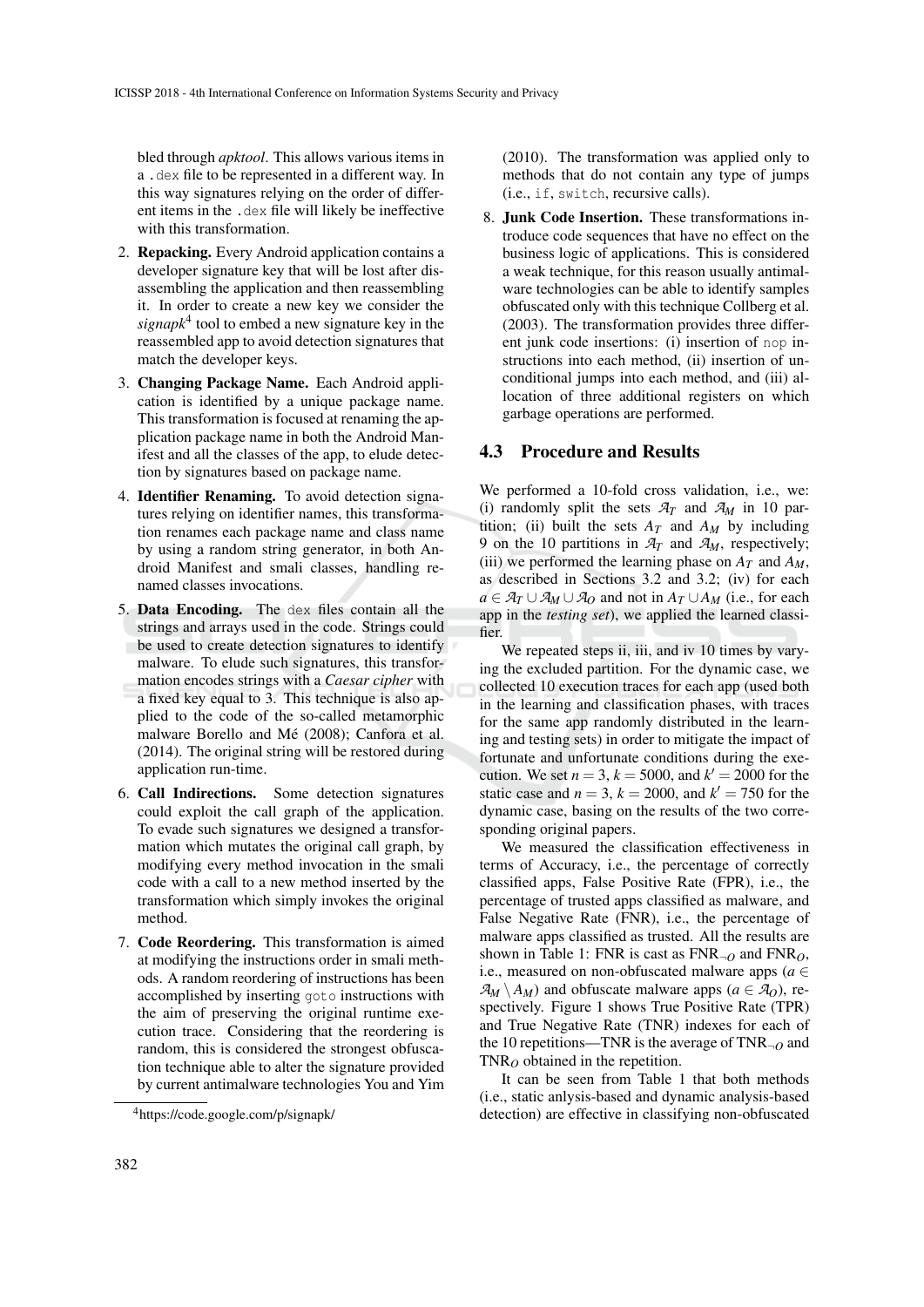bled through *apktool*. This allows various items in a .dex file to be represented in a different way. In this way signatures relying on the order of different items in the .dex file will likely be ineffective with this transformation.

2. **Repacking.** Every Android application contains a developer signature key that will be lost after disassembling the application and then reassembling it. In order to create a new key we consider the *signapk*[4] tool to embed a new signature key in the reassembled app to avoid detection signatures that match the developer keys.
3. **Changing Package Name.** Each Android application is identified by a unique package name. This transformation is focused at renaming the application package name in both the Android Manifest and all the classes of the app, to elude detection by signatures based on package name.
4. **Identifier Renaming.** To avoid detection signatures relying on identifier names, this transformation renames each package name and class name by using a random string generator, in both Android Manifest and smali classes, handling renamed classes invocations.
5. **Data Encoding.** The dex files contain all the strings and arrays used in the code. Strings could be used to create detection signatures to identify malware. To elude such signatures, this transformation encodes strings with a *Caesar cipher* with a fixed key equal to 3. This technique is also applied to the code of the so-called metamorphic malware Borello and Mé (2008); Canfora et al. (2014). The original string will be restored during application run-time.
6. **Call Indirections.** Some detection signatures could exploit the call graph of the application. To evade such signatures we designed a transformation which mutates the original call graph, by modifying every method invocation in the smali code with a call to a new method inserted by the transformation which simply invokes the original method.
7. **Code Reordering.** This transformation is aimed at modifying the instructions order in smali methods. A random reordering of instructions has been accomplished by inserting goto instructions with the aim of preserving the original runtime execution trace. Considering that the reordering is random, this is considered the strongest obfuscation technique able to alter the signature provided by current antimalware technologies You and Yim (2010). The transformation was applied only to methods that do not contain any type of jumps (i.e., if, switch, recursive calls).
8. **Junk Code Insertion.** These transformations introduce code sequences that have no effect on the business logic of applications. This is considered a weak technique, for this reason usually antimalware technologies can be able to identify samples obfuscated only with this technique Collberg et al. (2003). The transformation provides three different junk code insertions: (i) insertion of nop instructions into each method, (ii) insertion of unconditional jumps into each method, and (iii) allocation of three additional registers on which garbage operations are performed.

[4] https://code.google.com/p/signapk/

### 4.3 Procedure and Results

We performed a 10-fold cross validation, i.e., we: (i) randomly split the sets $\mathcal{A}_T$ and $\mathcal{A}_M$ in 10 partition; (ii) built the sets $A_T$ and $A_M$ by including 9 on the 10 partitions in $\mathcal{A}_T$ and $\mathcal{A}_M$, respectively; (iii) we performed the learning phase on $A_T$ and $A_M$, as described in Sections 3.2 and 3.2; (iv) for each $a \in \mathcal{A}_T \cup \mathcal{A}_M \cup \mathcal{A}_O$ and not in $A_T \cup A_M$ (i.e., for each app in the *testing set*), we applied the learned classifier.

We repeated steps ii, iii, and iv 10 times by varying the excluded partition. For the dynamic case, we collected 10 execution traces for each app (used both in the learning and classification phases, with traces for the same app randomly distributed in the learning and testing sets) in order to mitigate the impact of fortunate and unfortunate conditions during the execution. We set $n = 3$, $k = 5000$, and $k' = 2000$ for the static case and $n = 3$, $k = 2000$, and $k' = 750$ for the dynamic case, basing on the results of the two corresponding original papers.

We measured the classification effectiveness in terms of Accuracy, i.e., the percentage of correctly classified apps, False Positive Rate (FPR), i.e., the percentage of trusted apps classified as malware, and False Negative Rate (FNR), i.e., the percentage of malware apps classified as trusted. All the results are shown in Table 1: FNR is cast as $\text{FNR}_{\neg O}$ and $\text{FNR}_O$, i.e., measured on non-obfuscated malware apps ($a \in \mathcal{A}_M \setminus A_M$) and obfuscate malware apps ($a \in \mathcal{A}_O$), respectively. Figure 1 shows True Positive Rate (TPR) and True Negative Rate (TNR) indexes for each of the 10 repetitions—TNR is the average of $\text{TNR}_{\neg O}$ and $\text{TNR}_O$ obtained in the repetition.

It can be seen from Table 1 that both methods (i.e., static anlysis-based and dynamic analysis-based detection) are effective in classifying non-obfuscated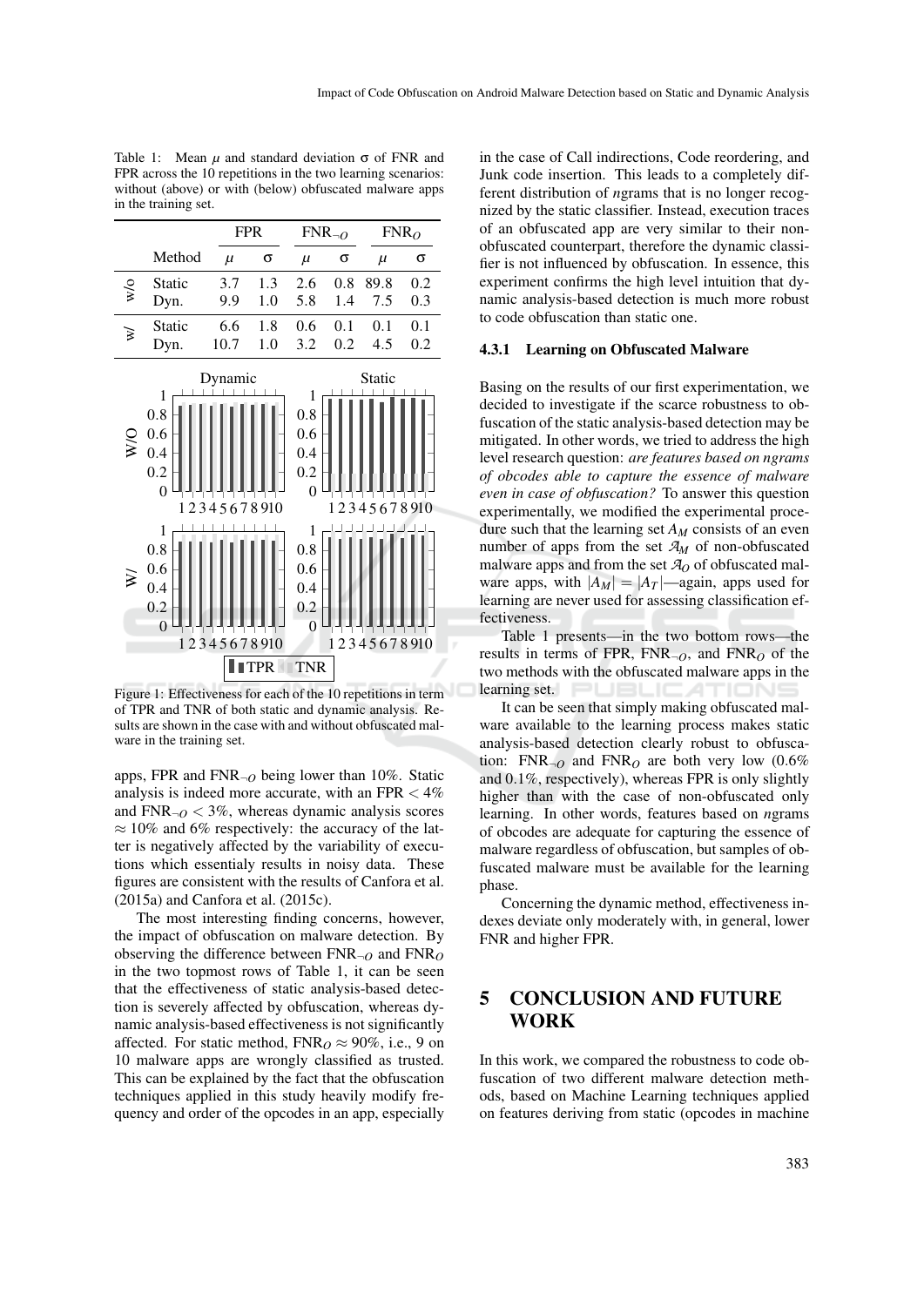Table 1: Mean $\mu$ and standard deviation $\sigma$ of FNR and FPR across the 10 repetitions in the two learning scenarios: without (above) or with (below) obfuscated malware apps in the training set.

| | | FPR | | $FNR_{\neg O}$ | | $FNR_O$ | |
|---|---|---|---|---|---|---|---|
| | Method | $\mu$ | $\sigma$ | $\mu$ | $\sigma$ | $\mu$ | $\sigma$ |
| w/o | Static | 3.7 | 1.3 | 2.6 | 0.8 | 89.8 | 0.2 |
| | Dyn. | 9.9 | 1.0 | 5.8 | 1.4 | 7.5 | 0.3 |
| w/ | Static | 6.6 | 1.8 | 0.6 | 0.1 | 0.1 | 0.1 |
| | Dyn. | 10.7 | 1.0 | 3.2 | 0.2 | 4.5 | 0.2 |

Figure 1: Effectiveness for each of the 10 repetitions in term of TPR and TNR of both static and dynamic analysis. Results are shown in the case with and without obfuscated malware in the training set.

apps, FPR and $FNR_{\neg O}$ being lower than 10%. Static analysis is indeed more accurate, with an FPR $< 4\%$ and $FNR_{\neg O} < 3\%$, whereas dynamic analysis scores $\approx 10\%$ and 6% respectively: the accuracy of the latter is negatively affected by the variability of executions which essentialy results in noisy data. These figures are consistent with the results of Canfora et al. (2015a) and Canfora et al. (2015c).

The most interesting finding concerns, however, the impact of obfuscation on malware detection. By observing the difference between $FNR_{\neg O}$ and $FNR_O$ in the two topmost rows of Table 1, it can be seen that the effectiveness of static analysis-based detection is severely affected by obfuscation, whereas dynamic analysis-based effectiveness is not significantly affected. For static method, $FNR_O \approx 90\%$, i.e., 9 on 10 malware apps are wrongly classified as trusted. This can be explained by the fact that the obfuscation techniques applied in this study heavily modify frequency and order of the opcodes in an app, especially in the case of Call indirections, Code reordering, and Junk code insertion. This leads to a completely different distribution of *n*grams that is no longer recognized by the static classifier. Instead, execution traces of an obfuscated app are very similar to their non-obfuscated counterpart, therefore the dynamic classifier is not influenced by obfuscation. In essence, this experiment confirms the high level intuition that dynamic analysis-based detection is much more robust to code obfuscation than static one.

### 4.3.1 Learning on Obfuscated Malware

Basing on the results of our first experimentation, we decided to investigate if the scarce robustness to obfuscation of the static analysis-based detection may be mitigated. In other words, we tried to address the high level research question: *are features based on ngrams of obcodes able to capture the essence of malware even in case of obfuscation?* To answer this question experimentally, we modified the experimental procedure such that the learning set $A_M$ consists of an even number of apps from the set $\mathcal{A}_M$ of non-obfuscated malware apps and from the set $\mathcal{A}_O$ of obfuscated malware apps, with $|A_M| = |A_T|$—again, apps used for learning are never used for assessing classification effectiveness.

Table 1 presents—in the two bottom rows—the results in terms of FPR, $FNR_{\neg O}$, and $FNR_O$ of the two methods with the obfuscated malware apps in the learning set.

It can be seen that simply making obfuscated malware available to the learning process makes static analysis-based detection clearly robust to obfuscation: $FNR_{\neg O}$ and $FNR_O$ are both very low (0.6% and 0.1%, respectively), whereas FPR is only slightly higher than with the case of non-obfuscated only learning. In other words, features based on *n*grams of obcodes are adequate for capturing the essence of malware regardless of obfuscation, but samples of obfuscated malware must be available for the learning phase.

Concerning the dynamic method, effectiveness indexes deviate only moderately with, in general, lower FNR and higher FPR.

## 5 CONCLUSION AND FUTURE WORK

In this work, we compared the robustness to code obfuscation of two different malware detection methods, based on Machine Learning techniques applied on features deriving from static (opcodes in machine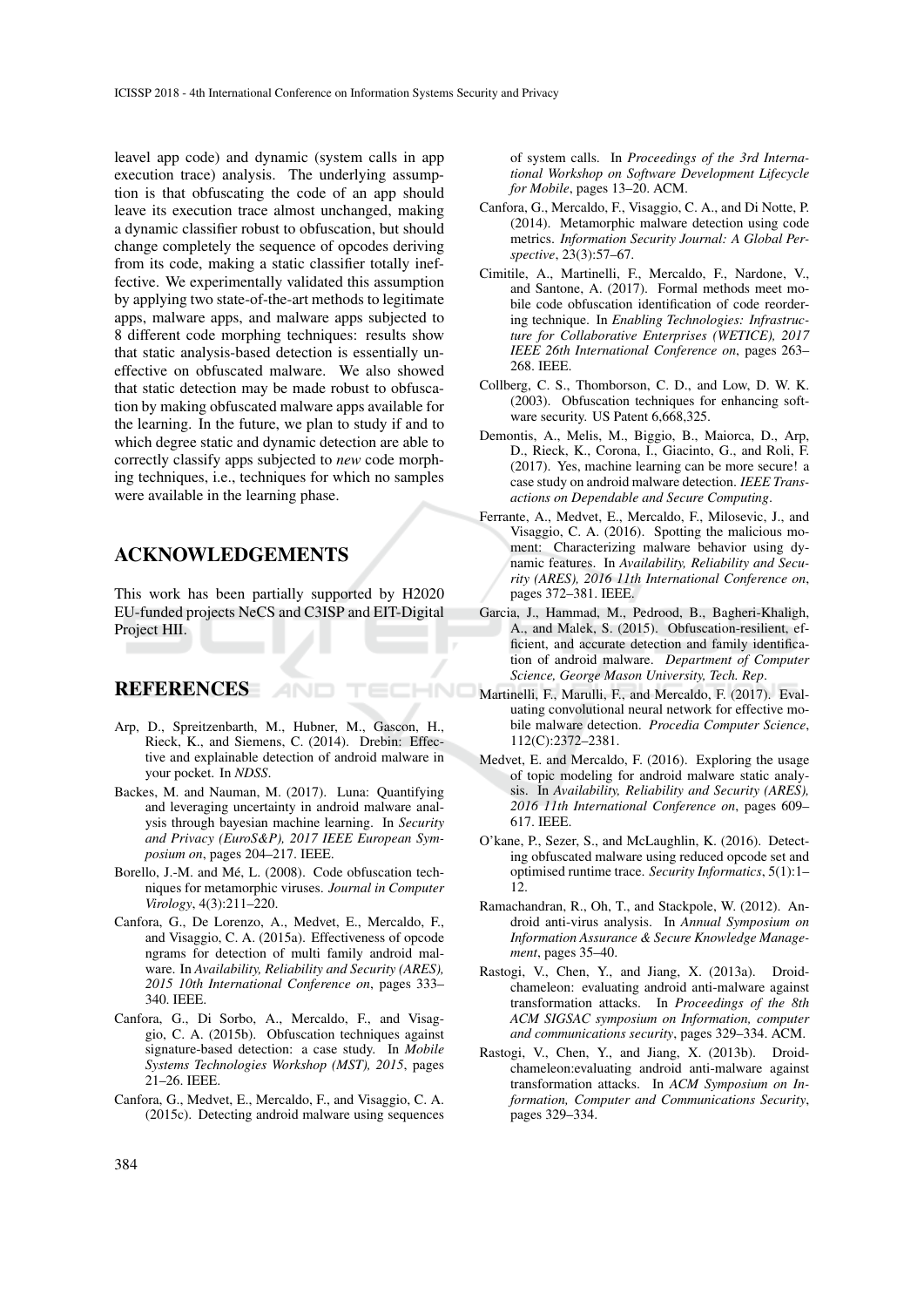leavel app code) and dynamic (system calls in app execution trace) analysis. The underlying assumption is that obfuscating the code of an app should leave its execution trace almost unchanged, making a dynamic classifier robust to obfuscation, but should change completely the sequence of opcodes deriving from its code, making a static classifier totally ineffective. We experimentally validated this assumption by applying two state-of-the-art methods to legitimate apps, malware apps, and malware apps subjected to 8 different code morphing techniques: results show that static analysis-based detection is essentially uneffective on obfuscated malware. We also showed that static detection may be made robust to obfuscation by making obfuscated malware apps available for the learning. In the future, we plan to study if and to which degree static and dynamic detection are able to correctly classify apps subjected to *new* code morphing techniques, i.e., techniques for which no samples were available in the learning phase.

## ACKNOWLEDGEMENTS

This work has been partially supported by H2020 EU-funded projects NeCS and C3ISP and EIT-Digital Project HII.

## REFERENCES

Arp, D., Spreitzenbarth, M., Hubner, M., Gascon, H., Rieck, K., and Siemens, C. (2014). Drebin: Effective and explainable detection of android malware in your pocket. In *NDSS*.

Backes, M. and Nauman, M. (2017). Luna: Quantifying and leveraging uncertainty in android malware analysis through bayesian machine learning. In *Security and Privacy (EuroS&P), 2017 IEEE European Symposium on*, pages 204–217. IEEE.

Borello, J.-M. and Mé, L. (2008). Code obfuscation techniques for metamorphic viruses. *Journal in Computer Virology*, 4(3):211–220.

Canfora, G., De Lorenzo, A., Medvet, E., Mercaldo, F., and Visaggio, C. A. (2015a). Effectiveness of opcode ngrams for detection of multi family android malware. In *Availability, Reliability and Security (ARES), 2015 10th International Conference on*, pages 333–340. IEEE.

Canfora, G., Di Sorbo, A., Mercaldo, F., and Visaggio, C. A. (2015b). Obfuscation techniques against signature-based detection: a case study. In *Mobile Systems Technologies Workshop (MST), 2015*, pages 21–26. IEEE.

Canfora, G., Medvet, E., Mercaldo, F., and Visaggio, C. A. (2015c). Detecting android malware using sequences of system calls. In *Proceedings of the 3rd International Workshop on Software Development Lifecycle for Mobile*, pages 13–20. ACM.

Canfora, G., Mercaldo, F., Visaggio, C. A., and Di Notte, P. (2014). Metamorphic malware detection using code metrics. *Information Security Journal: A Global Perspective*, 23(3):57–67.

Cimitile, A., Martinelli, F., Mercaldo, F., Nardone, V., and Santone, A. (2017). Formal methods meet mobile code obfuscation identification of code reordering technique. In *Enabling Technologies: Infrastructure for Collaborative Enterprises (WETICE), 2017 IEEE 26th International Conference on*, pages 263–268. IEEE.

Collberg, C. S., Thomborson, C. D., and Low, D. W. K. (2003). Obfuscation techniques for enhancing software security. US Patent 6,668,325.

Demontis, A., Melis, M., Biggio, B., Maiorca, D., Arp, D., Rieck, K., Corona, I., Giacinto, G., and Roli, F. (2017). Yes, machine learning can be more secure! a case study on android malware detection. *IEEE Transactions on Dependable and Secure Computing*.

Ferrante, A., Medvet, E., Mercaldo, F., Milosevic, J., and Visaggio, C. A. (2016). Spotting the malicious moment: Characterizing malware behavior using dynamic features. In *Availability, Reliability and Security (ARES), 2016 11th International Conference on*, pages 372–381. IEEE.

Garcia, J., Hammad, M., Pedrood, B., Bagheri-Khaligh, A., and Malek, S. (2015). Obfuscation-resilient, efficient, and accurate detection and family identification of android malware. *Department of Computer Science, George Mason University, Tech. Rep*.

Martinelli, F., Marulli, F., and Mercaldo, F. (2017). Evaluating convolutional neural network for effective mobile malware detection. *Procedia Computer Science*, 112(C):2372–2381.

Medvet, E. and Mercaldo, F. (2016). Exploring the usage of topic modeling for android malware static analysis. In *Availability, Reliability and Security (ARES), 2016 11th International Conference on*, pages 609–617. IEEE.

O'kane, P., Sezer, S., and McLaughlin, K. (2016). Detecting obfuscated malware using reduced opcode set and optimised runtime trace. *Security Informatics*, 5(1):1–12.

Ramachandran, R., Oh, T., and Stackpole, W. (2012). Android anti-virus analysis. In *Annual Symposium on Information Assurance & Secure Knowledge Management*, pages 35–40.

Rastogi, V., Chen, Y., and Jiang, X. (2013a). Droidchameleon: evaluating android anti-malware against transformation attacks. In *Proceedings of the 8th ACM SIGSAC symposium on Information, computer and communications security*, pages 329–334. ACM.

Rastogi, V., Chen, Y., and Jiang, X. (2013b). Droidchameleon:evaluating android anti-malware against transformation attacks. In *ACM Symposium on Information, Computer and Communications Security*, pages 329–334.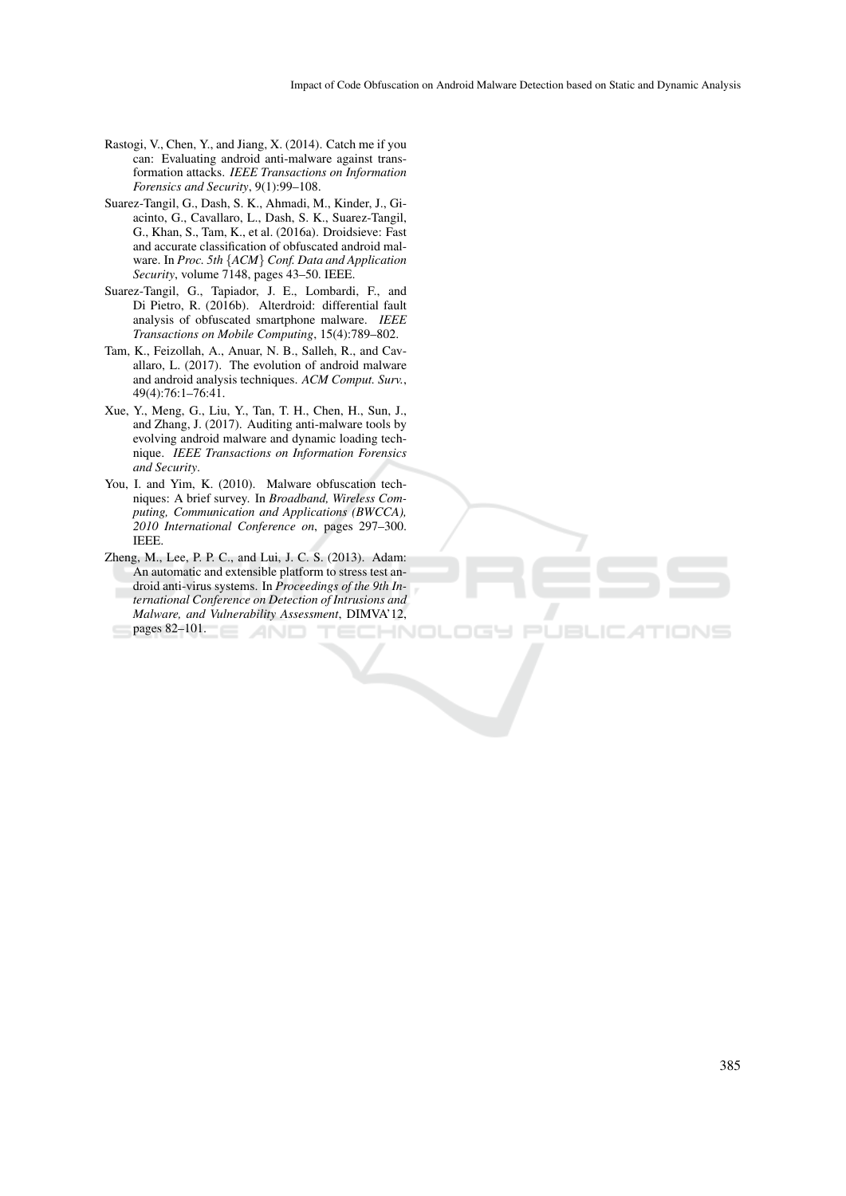Rastogi, V., Chen, Y., and Jiang, X. (2014). Catch me if you can: Evaluating android anti-malware against transformation attacks. *IEEE Transactions on Information Forensics and Security*, 9(1):99–108.

Suarez-Tangil, G., Dash, S. K., Ahmadi, M., Kinder, J., Giacinto, G., Cavallaro, L., Dash, S. K., Suarez-Tangil, G., Khan, S., Tam, K., et al. (2016a). Droidsieve: Fast and accurate classification of obfuscated android malware. In *Proc. 5th {ACM} Conf. Data and Application Security*, volume 7148, pages 43–50. IEEE.

Suarez-Tangil, G., Tapiador, J. E., Lombardi, F., and Di Pietro, R. (2016b). Alterdroid: differential fault analysis of obfuscated smartphone malware. *IEEE Transactions on Mobile Computing*, 15(4):789–802.

Tam, K., Feizollah, A., Anuar, N. B., Salleh, R., and Cavallaro, L. (2017). The evolution of android malware and android analysis techniques. *ACM Comput. Surv.*, 49(4):76:1–76:41.

Xue, Y., Meng, G., Liu, Y., Tan, T. H., Chen, H., Sun, J., and Zhang, J. (2017). Auditing anti-malware tools by evolving android malware and dynamic loading technique. *IEEE Transactions on Information Forensics and Security*.

You, I. and Yim, K. (2010). Malware obfuscation techniques: A brief survey. In *Broadband, Wireless Computing, Communication and Applications (BWCCA), 2010 International Conference on*, pages 297–300. IEEE.

Zheng, M., Lee, P. P. C., and Lui, J. C. S. (2013). Adam: An automatic and extensible platform to stress test android anti-virus systems. In *Proceedings of the 9th International Conference on Detection of Intrusions and Malware, and Vulnerability Assessment*, DIMVA'12, pages 82–101.